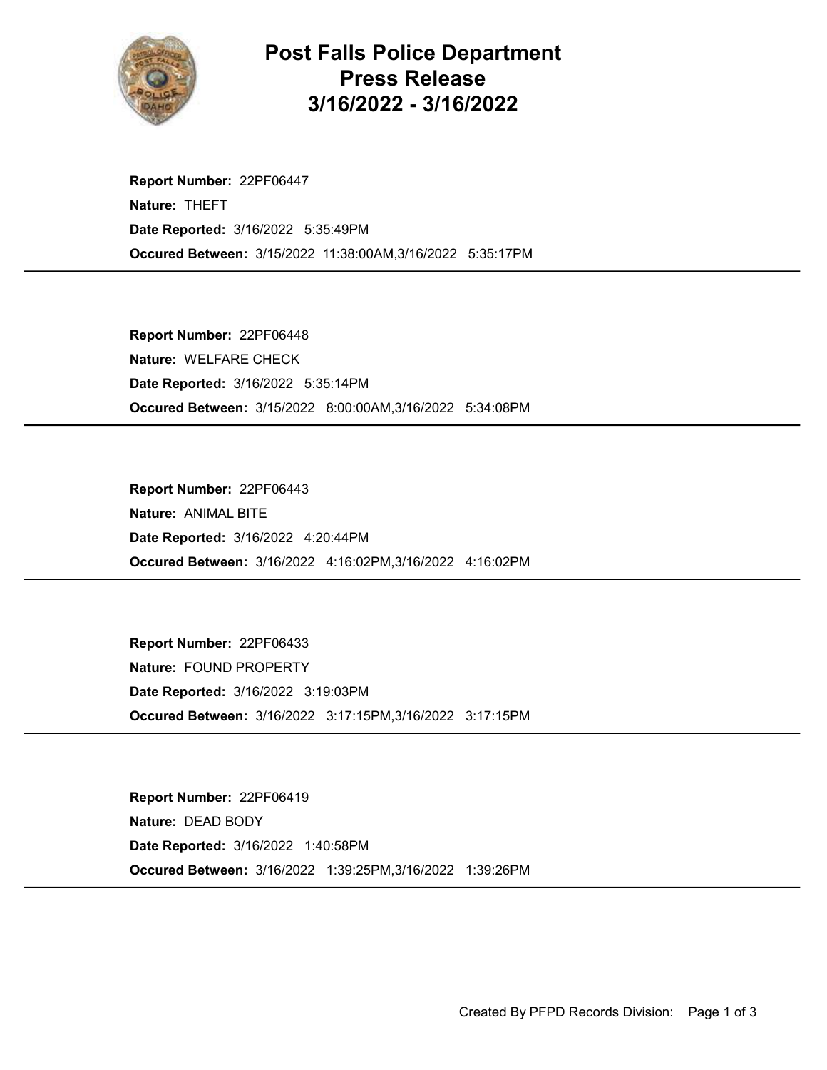# Post Falls Police Department Press Release 3/16/2022 - 3/16/2022

**Report Number:** 22PF06447
**Nature:** THEFT
**Date Reported:** 3/16/2022 5:35:49PM
**Occured Between:** 3/15/2022 11:38:00AM,3/16/2022 5:35:17PM

---

**Report Number:** 22PF06448
**Nature:** WELFARE CHECK
**Date Reported:** 3/16/2022 5:35:14PM
**Occured Between:** 3/15/2022 8:00:00AM,3/16/2022 5:34:08PM

---

**Report Number:** 22PF06443
**Nature:** ANIMAL BITE
**Date Reported:** 3/16/2022 4:20:44PM
**Occured Between:** 3/16/2022 4:16:02PM,3/16/2022 4:16:02PM

---

**Report Number:** 22PF06433
**Nature:** FOUND PROPERTY
**Date Reported:** 3/16/2022 3:19:03PM
**Occured Between:** 3/16/2022 3:17:15PM,3/16/2022 3:17:15PM

---

**Report Number:** 22PF06419
**Nature:** DEAD BODY
**Date Reported:** 3/16/2022 1:40:58PM
**Occured Between:** 3/16/2022 1:39:25PM,3/16/2022 1:39:26PM

---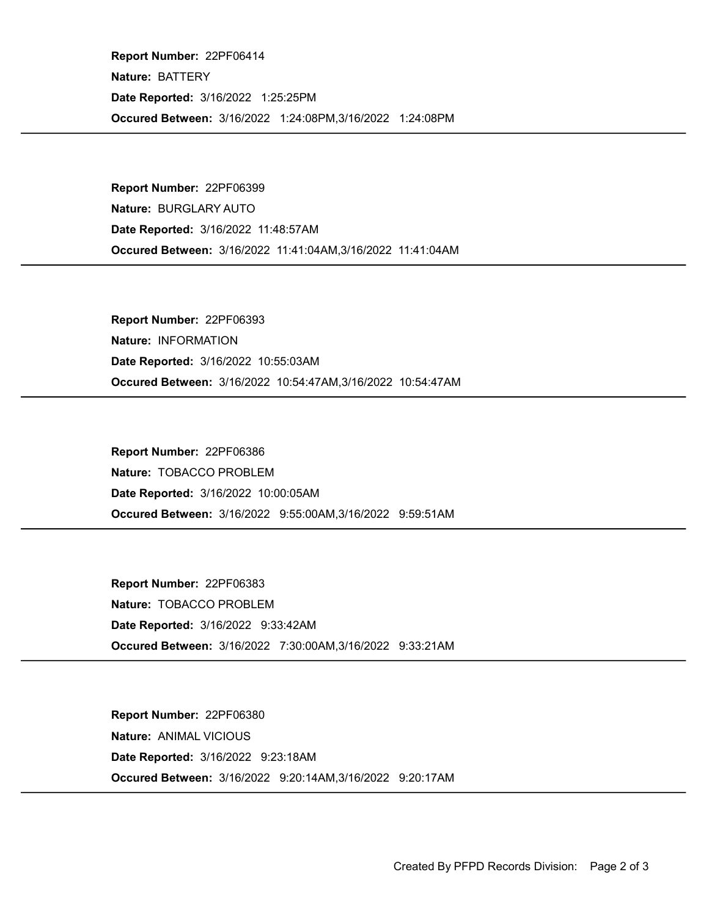**Report Number:** 22PF06414

**Nature:** BATTERY

**Date Reported:** 3/16/2022 1:25:25PM

**Occured Between:** 3/16/2022 1:24:08PM,3/16/2022 1:24:08PM

---

**Report Number:** 22PF06399

**Nature:** BURGLARY AUTO

**Date Reported:** 3/16/2022 11:48:57AM

**Occured Between:** 3/16/2022 11:41:04AM,3/16/2022 11:41:04AM

---

**Report Number:** 22PF06393

**Nature:** INFORMATION

**Date Reported:** 3/16/2022 10:55:03AM

**Occured Between:** 3/16/2022 10:54:47AM,3/16/2022 10:54:47AM

---

**Report Number:** 22PF06386

**Nature:** TOBACCO PROBLEM

**Date Reported:** 3/16/2022 10:00:05AM

**Occured Between:** 3/16/2022 9:55:00AM,3/16/2022 9:59:51AM

---

**Report Number:** 22PF06383

**Nature:** TOBACCO PROBLEM

**Date Reported:** 3/16/2022 9:33:42AM

**Occured Between:** 3/16/2022 7:30:00AM,3/16/2022 9:33:21AM

---

**Report Number:** 22PF06380

**Nature:** ANIMAL VICIOUS

**Date Reported:** 3/16/2022 9:23:18AM

**Occured Between:** 3/16/2022 9:20:14AM,3/16/2022 9:20:17AM

---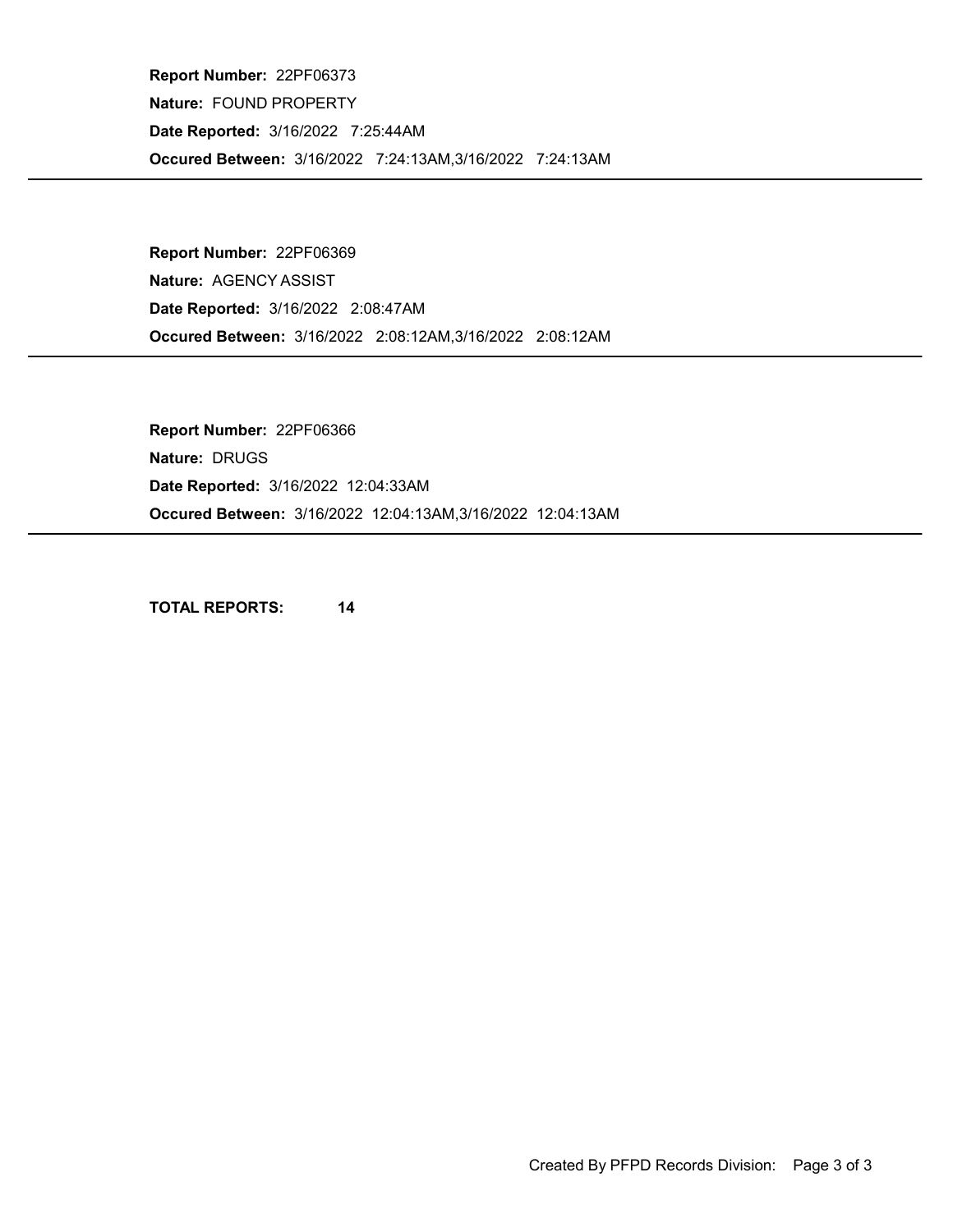**Report Number:** 22PF06373

**Nature:** FOUND PROPERTY

**Date Reported:** 3/16/2022 7:25:44AM

**Occured Between:** 3/16/2022 7:24:13AM,3/16/2022 7:24:13AM

---

**Report Number:** 22PF06369

**Nature:** AGENCY ASSIST

**Date Reported:** 3/16/2022 2:08:47AM

**Occured Between:** 3/16/2022 2:08:12AM,3/16/2022 2:08:12AM

---

**Report Number:** 22PF06366

**Nature:** DRUGS

**Date Reported:** 3/16/2022 12:04:33AM

**Occured Between:** 3/16/2022 12:04:13AM,3/16/2022 12:04:13AM

---

**TOTAL REPORTS:** **14**

Created By PFPD Records Division: